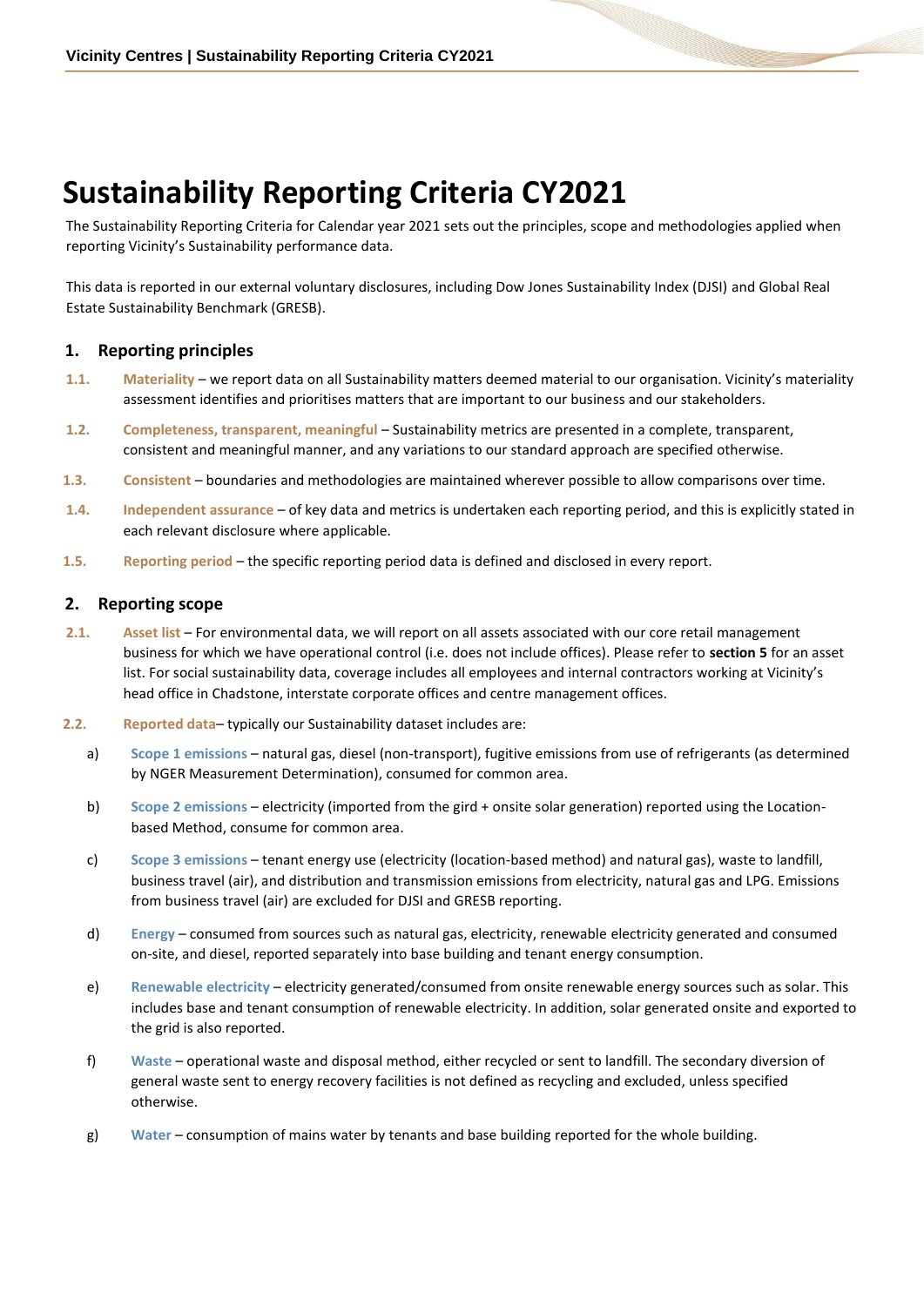# Sustainability Reporting Criteria CY2021

The Sustainability Reporting Criteria for Calendar year 2021 sets out the principles, scope and methodologies applied when reporting Vicinity's Sustainability performance data.

This data is reported in our external voluntary disclosures, including Dow Jones Sustainability Index (DJSI) and Global Real Estate Sustainability Benchmark (GRESB).

## 1. Reporting principles

1.1. **Materiality** – we report data on all Sustainability matters deemed material to our organisation. Vicinity's materiality assessment identifies and prioritises matters that are important to our business and our stakeholders.

1.2. **Completeness, transparent, meaningful** – Sustainability metrics are presented in a complete, transparent, consistent and meaningful manner, and any variations to our standard approach are specified otherwise.

1.3. **Consistent** – boundaries and methodologies are maintained wherever possible to allow comparisons over time.

1.4. **Independent assurance** – of key data and metrics is undertaken each reporting period, and this is explicitly stated in each relevant disclosure where applicable.

1.5. **Reporting period** – the specific reporting period data is defined and disclosed in every report.

## 2. Reporting scope

2.1. **Asset list** – For environmental data, we will report on all assets associated with our core retail management business for which we have operational control (i.e. does not include offices). Please refer to **section 5** for an asset list. For social sustainability data, coverage includes all employees and internal contractors working at Vicinity's head office in Chadstone, interstate corporate offices and centre management offices.

2.2. **Reported data**– typically our Sustainability dataset includes are:

a) **Scope 1 emissions** – natural gas, diesel (non-transport), fugitive emissions from use of refrigerants (as determined by NGER Measurement Determination), consumed for common area.

b) **Scope 2 emissions** – electricity (imported from the gird + onsite solar generation) reported using the Location-based Method, consume for common area.

c) **Scope 3 emissions** – tenant energy use (electricity (location-based method) and natural gas), waste to landfill, business travel (air), and distribution and transmission emissions from electricity, natural gas and LPG. Emissions from business travel (air) are excluded for DJSI and GRESB reporting.

d) **Energy** – consumed from sources such as natural gas, electricity, renewable electricity generated and consumed on-site, and diesel, reported separately into base building and tenant energy consumption.

e) **Renewable electricity** – electricity generated/consumed from onsite renewable energy sources such as solar. This includes base and tenant consumption of renewable electricity. In addition, solar generated onsite and exported to the grid is also reported.

f) **Waste** – operational waste and disposal method, either recycled or sent to landfill. The secondary diversion of general waste sent to energy recovery facilities is not defined as recycling and excluded, unless specified otherwise.

g) **Water** – consumption of mains water by tenants and base building reported for the whole building.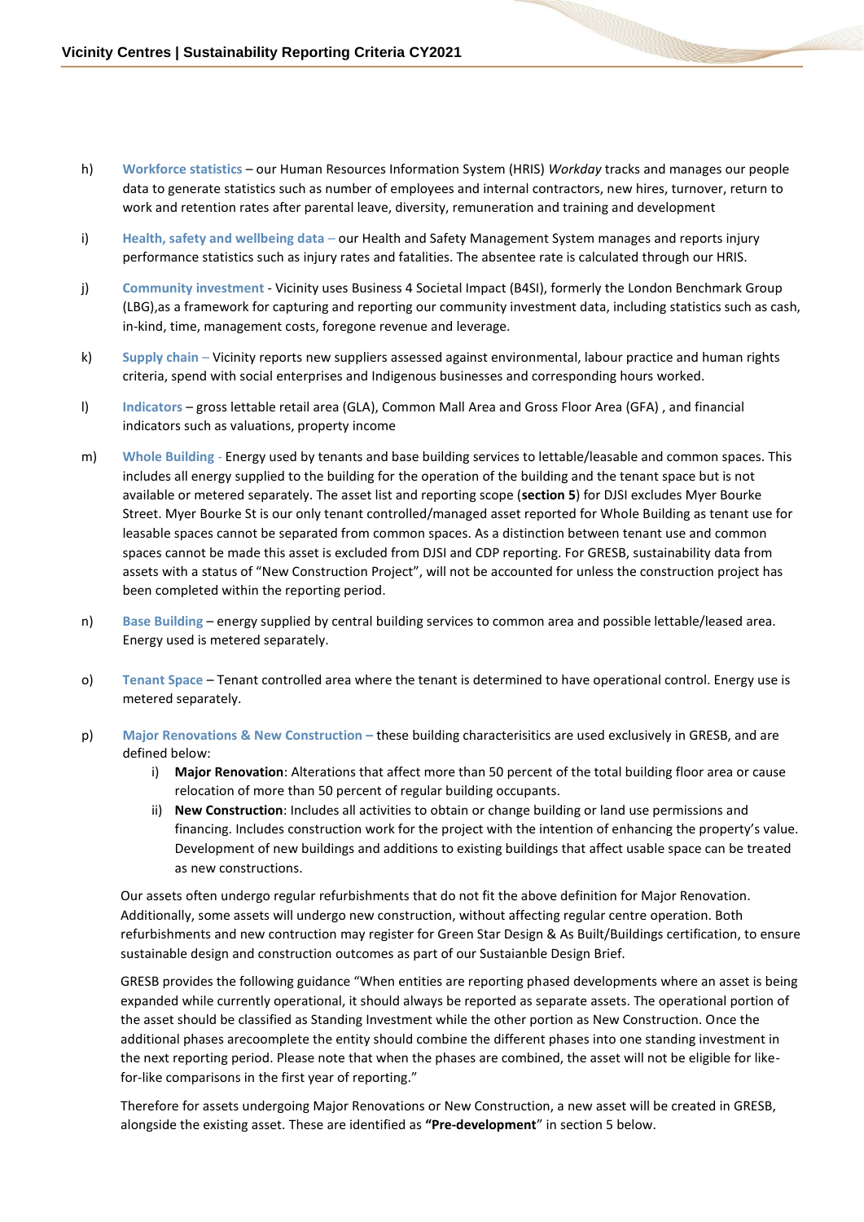h) **Workforce statistics** – our Human Resources Information System (HRIS) *Workday* tracks and manages our people data to generate statistics such as number of employees and internal contractors, new hires, turnover, return to work and retention rates after parental leave, diversity, remuneration and training and development

i) **Health, safety and wellbeing data** – our Health and Safety Management System manages and reports injury performance statistics such as injury rates and fatalities. The absentee rate is calculated through our HRIS.

j) **Community investment** - Vicinity uses Business 4 Societal Impact (B4SI), formerly the London Benchmark Group (LBG),as a framework for capturing and reporting our community investment data, including statistics such as cash, in-kind, time, management costs, foregone revenue and leverage.

k) **Supply chain** – Vicinity reports new suppliers assessed against environmental, labour practice and human rights criteria, spend with social enterprises and Indigenous businesses and corresponding hours worked.

l) **Indicators** – gross lettable retail area (GLA), Common Mall Area and Gross Floor Area (GFA) , and financial indicators such as valuations, property income

m) **Whole Building** - Energy used by tenants and base building services to lettable/leasable and common spaces. This includes all energy supplied to the building for the operation of the building and the tenant space but is not available or metered separately. The asset list and reporting scope (**section 5**) for DJSI excludes Myer Bourke Street. Myer Bourke St is our only tenant controlled/managed asset reported for Whole Building as tenant use for leasable spaces cannot be separated from common spaces. As a distinction between tenant use and common spaces cannot be made this asset is excluded from DJSI and CDP reporting. For GRESB, sustainability data from assets with a status of "New Construction Project", will not be accounted for unless the construction project has been completed within the reporting period.

n) **Base Building** – energy supplied by central building services to common area and possible lettable/leased area. Energy used is metered separately.

o) **Tenant Space** – Tenant controlled area where the tenant is determined to have operational control. Energy use is metered separately.

p) **Major Renovations & New Construction** – these building characterisitics are used exclusively in GRESB, and are defined below:
   i) **Major Renovation**: Alterations that affect more than 50 percent of the total building floor area or cause relocation of more than 50 percent of regular building occupants.
   ii) **New Construction**: Includes all activities to obtain or change building or land use permissions and financing. Includes construction work for the project with the intention of enhancing the property's value. Development of new buildings and additions to existing buildings that affect usable space can be treated as new constructions.

   Our assets often undergo regular refurbishments that do not fit the above definition for Major Renovation. Additionally, some assets will undergo new construction, without affecting regular centre operation. Both refurbishments and new contruction may register for Green Star Design & As Built/Buildings certification, to ensure sustainable design and construction outcomes as part of our Sustaianble Design Brief.

   GRESB provides the following guidance "When entities are reporting phased developments where an asset is being expanded while currently operational, it should always be reported as separate assets. The operational portion of the asset should be classified as Standing Investment while the other portion as New Construction. Once the additional phases arecoomplete the entity should combine the different phases into one standing investment in the next reporting period. Please note that when the phases are combined, the asset will not be eligible for like-for-like comparisons in the first year of reporting."

   Therefore for assets undergoing Major Renovations or New Construction, a new asset will be created in GRESB, alongside the existing asset. These are identified as **"Pre-development**" in section 5 below.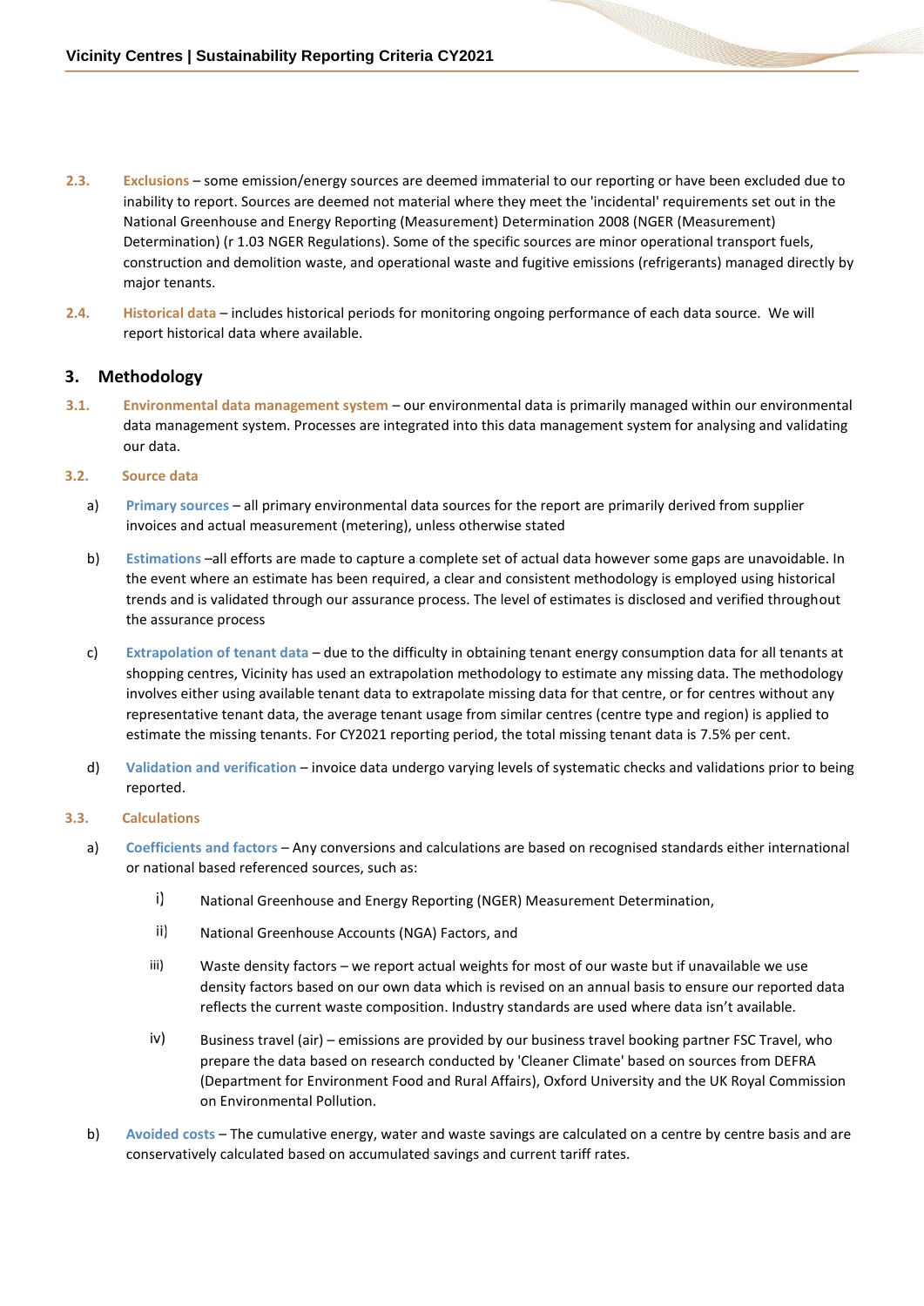**2.3.** **Exclusions** – some emission/energy sources are deemed immaterial to our reporting or have been excluded due to inability to report. Sources are deemed not material where they meet the 'incidental' requirements set out in the National Greenhouse and Energy Reporting (Measurement) Determination 2008 (NGER (Measurement) Determination) (r 1.03 NGER Regulations). Some of the specific sources are minor operational transport fuels, construction and demolition waste, and operational waste and fugitive emissions (refrigerants) managed directly by major tenants.

**2.4.** **Historical data** – includes historical periods for monitoring ongoing performance of each data source. We will report historical data where available.

## 3. Methodology

**3.1.** **Environmental data management system** – our environmental data is primarily managed within our environmental data management system. Processes are integrated into this data management system for analysing and validating our data.

### 3.2. Source data

a) **Primary sources** – all primary environmental data sources for the report are primarily derived from supplier invoices and actual measurement (metering), unless otherwise stated

b) **Estimations** –all efforts are made to capture a complete set of actual data however some gaps are unavoidable. In the event where an estimate has been required, a clear and consistent methodology is employed using historical trends and is validated through our assurance process. The level of estimates is disclosed and verified throughout the assurance process

c) **Extrapolation of tenant data** – due to the difficulty in obtaining tenant energy consumption data for all tenants at shopping centres, Vicinity has used an extrapolation methodology to estimate any missing data. The methodology involves either using available tenant data to extrapolate missing data for that centre, or for centres without any representative tenant data, the average tenant usage from similar centres (centre type and region) is applied to estimate the missing tenants. For CY2021 reporting period, the total missing tenant data is 7.5% per cent.

d) **Validation and verification** – invoice data undergo varying levels of systematic checks and validations prior to being reported.

### 3.3. Calculations

a) **Coefficients and factors** – Any conversions and calculations are based on recognised standards either international or national based referenced sources, such as:

   i) National Greenhouse and Energy Reporting (NGER) Measurement Determination,

   ii) National Greenhouse Accounts (NGA) Factors, and

   iii) Waste density factors – we report actual weights for most of our waste but if unavailable we use density factors based on our own data which is revised on an annual basis to ensure our reported data reflects the current waste composition. Industry standards are used where data isn't available.

   iv) Business travel (air) – emissions are provided by our business travel booking partner FSC Travel, who prepare the data based on research conducted by 'Cleaner Climate' based on sources from DEFRA (Department for Environment Food and Rural Affairs), Oxford University and the UK Royal Commission on Environmental Pollution.

b) **Avoided costs** – The cumulative energy, water and waste savings are calculated on a centre by centre basis and are conservatively calculated based on accumulated savings and current tariff rates.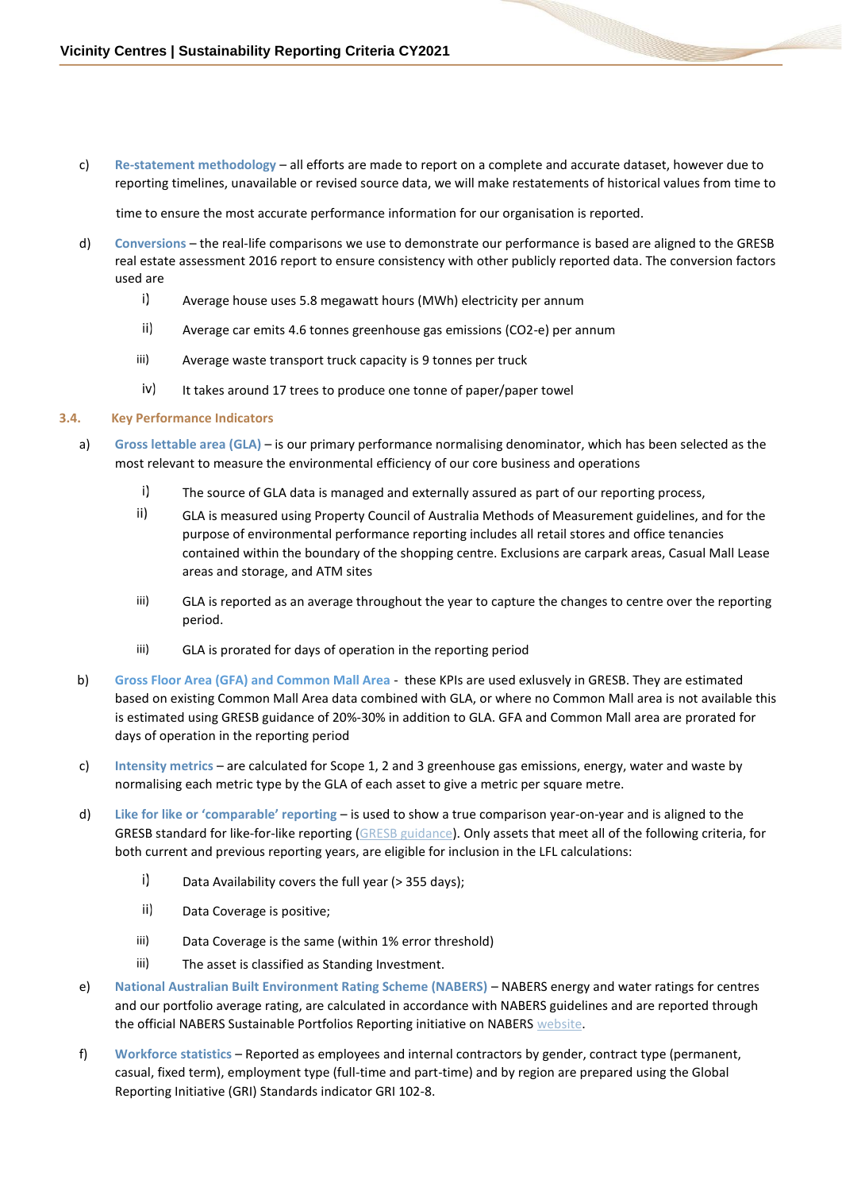c) **Re-statement methodology** – all efforts are made to report on a complete and accurate dataset, however due to reporting timelines, unavailable or revised source data, we will make restatements of historical values from time to time to ensure the most accurate performance information for our organisation is reported.

d) **Conversions** – the real-life comparisons we use to demonstrate our performance is based are aligned to the GRESB real estate assessment 2016 report to ensure consistency with other publicly reported data. The conversion factors used are

   i) Average house uses 5.8 megawatt hours (MWh) electricity per annum

   ii) Average car emits 4.6 tonnes greenhouse gas emissions ($CO_2$-e) per annum

   iii) Average waste transport truck capacity is 9 tonnes per truck

   iv) It takes around 17 trees to produce one tonne of paper/paper towel

### 3.4. Key Performance Indicators

a) **Gross lettable area (GLA)** – is our primary performance normalising denominator, which has been selected as the most relevant to measure the environmental efficiency of our core business and operations

   i) The source of GLA data is managed and externally assured as part of our reporting process,

   ii) GLA is measured using Property Council of Australia Methods of Measurement guidelines, and for the purpose of environmental performance reporting includes all retail stores and office tenancies contained within the boundary of the shopping centre. Exclusions are carpark areas, Casual Mall Lease areas and storage, and ATM sites

   iii) GLA is reported as an average throughout the year to capture the changes to centre over the reporting period.

   iii) GLA is prorated for days of operation in the reporting period

b) **Gross Floor Area (GFA) and Common Mall Area** - these KPIs are used exlusvely in GRESB. They are estimated based on existing Common Mall Area data combined with GLA, or where no Common Mall area is not available this is estimated using GRESB guidance of 20%-30% in addition to GLA. GFA and Common Mall area are prorated for days of operation in the reporting period

c) **Intensity metrics** – are calculated for Scope 1, 2 and 3 greenhouse gas emissions, energy, water and waste by normalising each metric type by the GLA of each asset to give a metric per square metre.

d) **Like for like or 'comparable' reporting** – is used to show a true comparison year-on-year and is aligned to the GRESB standard for like-for-like reporting (GRESB guidance). Only assets that meet all of the following criteria, for both current and previous reporting years, are eligible for inclusion in the LFL calculations:

   i) Data Availability covers the full year (> 355 days);

   ii) Data Coverage is positive;

   iii) Data Coverage is the same (within 1% error threshold)

   iii) The asset is classified as Standing Investment.

e) **National Australian Built Environment Rating Scheme (NABERS)** – NABERS energy and water ratings for centres and our portfolio average rating, are calculated in accordance with NABERS guidelines and are reported through the official NABERS Sustainable Portfolios Reporting initiative on NABERS website.

f) **Workforce statistics** – Reported as employees and internal contractors by gender, contract type (permanent, casual, fixed term), employment type (full-time and part-time) and by region are prepared using the Global Reporting Initiative (GRI) Standards indicator GRI 102-8.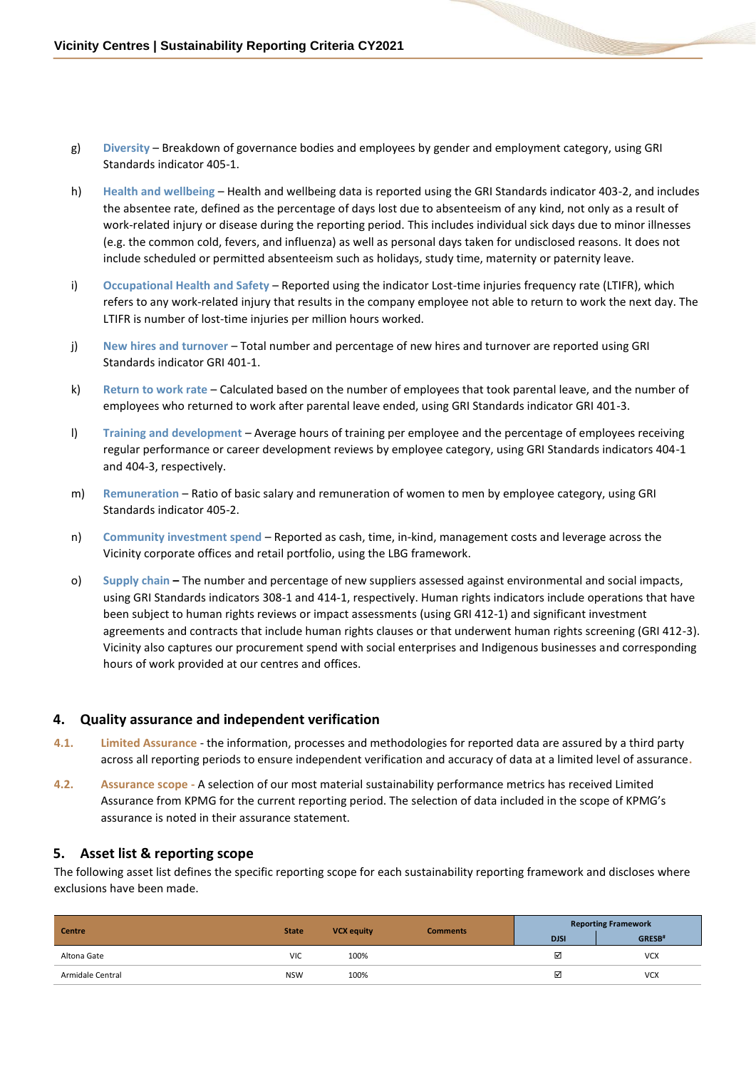g) **Diversity** – Breakdown of governance bodies and employees by gender and employment category, using GRI Standards indicator 405-1.

h) **Health and wellbeing** – Health and wellbeing data is reported using the GRI Standards indicator 403-2, and includes the absentee rate, defined as the percentage of days lost due to absenteeism of any kind, not only as a result of work-related injury or disease during the reporting period. This includes individual sick days due to minor illnesses (e.g. the common cold, fevers, and influenza) as well as personal days taken for undisclosed reasons. It does not include scheduled or permitted absenteeism such as holidays, study time, maternity or paternity leave.

i) **Occupational Health and Safety** – Reported using the indicator Lost-time injuries frequency rate (LTIFR), which refers to any work-related injury that results in the company employee not able to return to work the next day. The LTIFR is number of lost-time injuries per million hours worked.

j) **New hires and turnover** – Total number and percentage of new hires and turnover are reported using GRI Standards indicator GRI 401-1.

k) **Return to work rate** – Calculated based on the number of employees that took parental leave, and the number of employees who returned to work after parental leave ended, using GRI Standards indicator GRI 401-3.

l) **Training and development** – Average hours of training per employee and the percentage of employees receiving regular performance or career development reviews by employee category, using GRI Standards indicators 404-1 and 404-3, respectively.

m) **Remuneration** – Ratio of basic salary and remuneration of women to men by employee category, using GRI Standards indicator 405-2.

n) **Community investment spend** – Reported as cash, time, in-kind, management costs and leverage across the Vicinity corporate offices and retail portfolio, using the LBG framework.

o) **Supply chain** – The number and percentage of new suppliers assessed against environmental and social impacts, using GRI Standards indicators 308-1 and 414-1, respectively. Human rights indicators include operations that have been subject to human rights reviews or impact assessments (using GRI 412-1) and significant investment agreements and contracts that include human rights clauses or that underwent human rights screening (GRI 412-3). Vicinity also captures our procurement spend with social enterprises and Indigenous businesses and corresponding hours of work provided at our centres and offices.

## 4. Quality assurance and independent verification

**4.1. Limited Assurance** - the information, processes and methodologies for reported data are assured by a third party across all reporting periods to ensure independent verification and accuracy of data at a limited level of assurance.

**4.2. Assurance scope** - A selection of our most material sustainability performance metrics has received Limited Assurance from KPMG for the current reporting period. The selection of data included in the scope of KPMG's assurance is noted in their assurance statement.

## 5. Asset list & reporting scope

The following asset list defines the specific reporting scope for each sustainability reporting framework and discloses where exclusions have been made.

| Centre | State | VCX equity | Comments | Reporting Framework | |
|---|---|---|---|---|---|
| | | | | DJSI | GRESB[#] |
| Altona Gate | VIC | 100% | | ☑ | VCX |
| Armidale Central | NSW | 100% | | ☑ | VCX |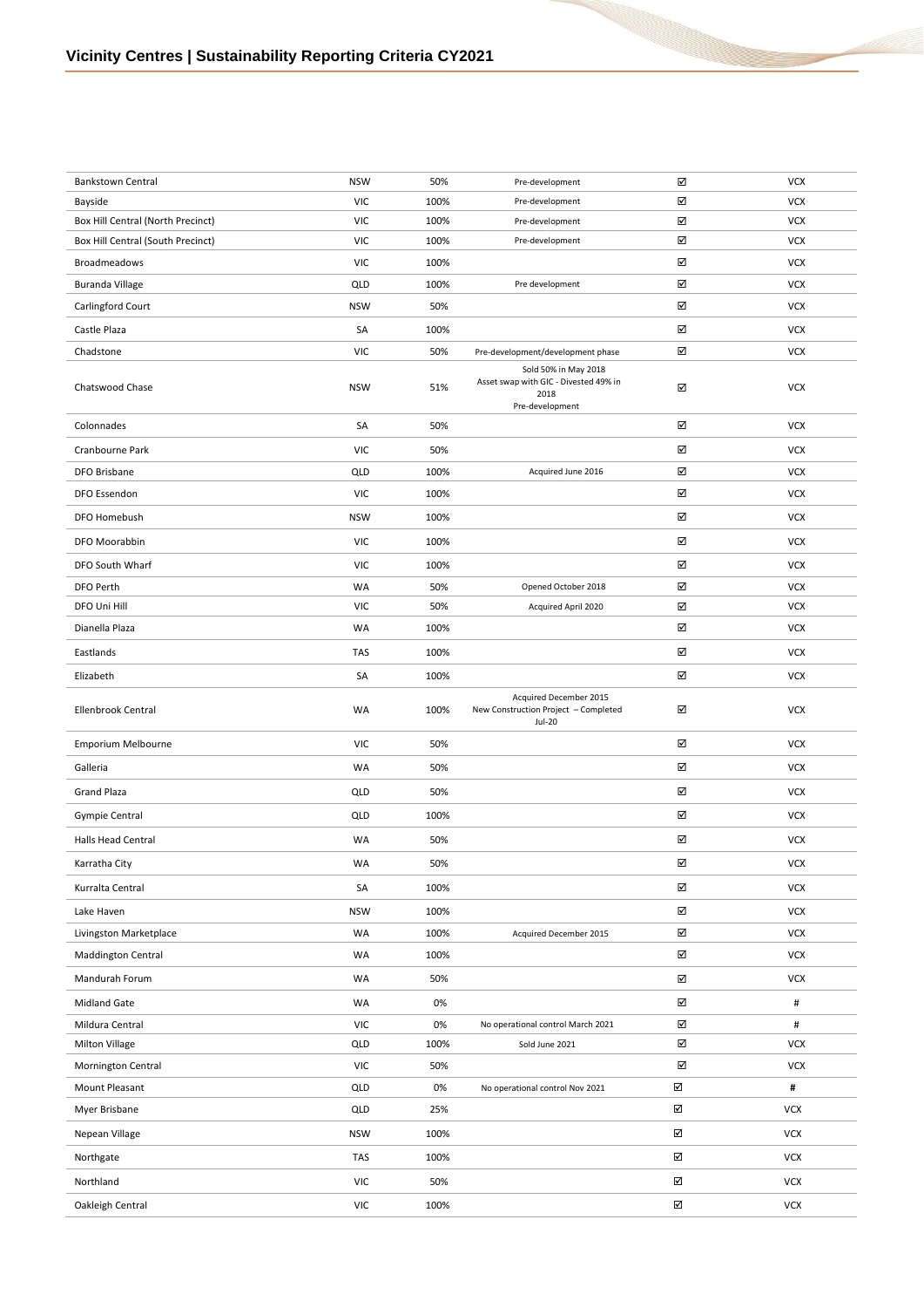| | | | | | |
|---|---|---|---|---|---|
| Bankstown Central | NSW | 50% | Pre-development | ☑ | VCX |
| Bayside | VIC | 100% | Pre-development | ☑ | VCX |
| Box Hill Central (North Precinct) | VIC | 100% | Pre-development | ☑ | VCX |
| Box Hill Central (South Precinct) | VIC | 100% | Pre-development | ☑ | VCX |
| Broadmeadows | VIC | 100% | | ☑ | VCX |
| Buranda Village | QLD | 100% | Pre development | ☑ | VCX |
| Carlingford Court | NSW | 50% | | ☑ | VCX |
| Castle Plaza | SA | 100% | | ☑ | VCX |
| Chadstone | VIC | 50% | Pre-development/development phase | ☑ | VCX |
| Chatswood Chase | NSW | 51% | Sold 50% in May 2018<br>Asset swap with GIC - Divested 49% in 2018<br>Pre-development | ☑ | VCX |
| Colonnades | SA | 50% | | ☑ | VCX |
| Cranbourne Park | VIC | 50% | | ☑ | VCX |
| DFO Brisbane | QLD | 100% | Acquired June 2016 | ☑ | VCX |
| DFO Essendon | VIC | 100% | | ☑ | VCX |
| DFO Homebush | NSW | 100% | | ☑ | VCX |
| DFO Moorabbin | VIC | 100% | | ☑ | VCX |
| DFO South Wharf | VIC | 100% | | ☑ | VCX |
| DFO Perth | WA | 50% | Opened October 2018 | ☑ | VCX |
| DFO Uni Hill | VIC | 50% | Acquired April 2020 | ☑ | VCX |
| Dianella Plaza | WA | 100% | | ☑ | VCX |
| Eastlands | TAS | 100% | | ☑ | VCX |
| Elizabeth | SA | 100% | | ☑ | VCX |
| Ellenbrook Central | WA | 100% | Acquired December 2015<br>New Construction Project – Completed Jul-20 | ☑ | VCX |
| Emporium Melbourne | VIC | 50% | | ☑ | VCX |
| Galleria | WA | 50% | | ☑ | VCX |
| Grand Plaza | QLD | 50% | | ☑ | VCX |
| Gympie Central | QLD | 100% | | ☑ | VCX |
| Halls Head Central | WA | 50% | | ☑ | VCX |
| Karratha City | WA | 50% | | ☑ | VCX |
| Kurralta Central | SA | 100% | | ☑ | VCX |
| Lake Haven | NSW | 100% | | ☑ | VCX |
| Livingston Marketplace | WA | 100% | Acquired December 2015 | ☑ | VCX |
| Maddington Central | WA | 100% | | ☑ | VCX |
| Mandurah Forum | WA | 50% | | ☑ | VCX |
| Midland Gate | WA | 0% | | ☑ | # |
| Mildura Central | VIC | 0% | No operational control March 2021 | ☑ | # |
| Milton Village | QLD | 100% | Sold June 2021 | ☑ | VCX |
| Mornington Central | VIC | 50% | | ☑ | VCX |
| Mount Pleasant | QLD | 0% | No operational control Nov 2021 | ☑ | # |
| Myer Brisbane | QLD | 25% | | ☑ | VCX |
| Nepean Village | NSW | 100% | | ☑ | VCX |
| Northgate | TAS | 100% | | ☑ | VCX |
| Northland | VIC | 50% | | ☑ | VCX |
| Oakleigh Central | VIC | 100% | | ☑ | VCX |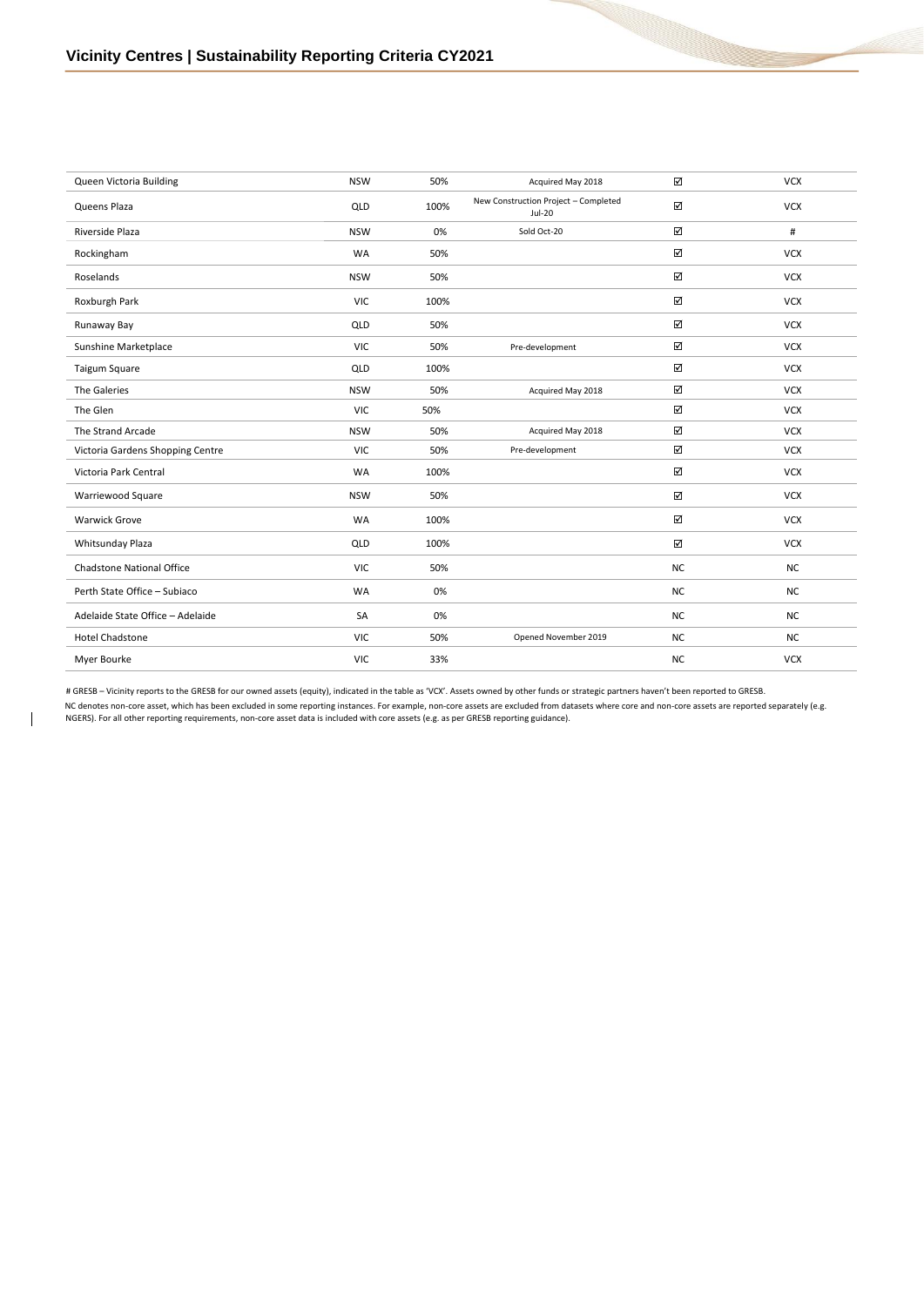| | | | | | |
|---|---|---|---|---|---|
| Queen Victoria Building | NSW | 50% | Acquired May 2018 | ☑ | VCX |
| Queens Plaza | QLD | 100% | New Construction Project – Completed Jul-20 | ☑ | VCX |
| Riverside Plaza | NSW | 0% | Sold Oct-20 | ☑ | # |
| Rockingham | WA | 50% | | ☑ | VCX |
| Roselands | NSW | 50% | | ☑ | VCX |
| Roxburgh Park | VIC | 100% | | ☑ | VCX |
| Runaway Bay | QLD | 50% | | ☑ | VCX |
| Sunshine Marketplace | VIC | 50% | Pre-development | ☑ | VCX |
| Taigum Square | QLD | 100% | | ☑ | VCX |
| The Galeries | NSW | 50% | Acquired May 2018 | ☑ | VCX |
| The Glen | VIC | 50% | | ☑ | VCX |
| The Strand Arcade | NSW | 50% | Acquired May 2018 | ☑ | VCX |
| Victoria Gardens Shopping Centre | VIC | 50% | Pre-development | ☑ | VCX |
| Victoria Park Central | WA | 100% | | ☑ | VCX |
| Warriewood Square | NSW | 50% | | ☑ | VCX |
| Warwick Grove | WA | 100% | | ☑ | VCX |
| Whitsunday Plaza | QLD | 100% | | ☑ | VCX |
| Chadstone National Office | VIC | 50% | | NC | NC |
| Perth State Office – Subiaco | WA | 0% | | NC | NC |
| Adelaide State Office – Adelaide | SA | 0% | | NC | NC |
| Hotel Chadstone | VIC | 50% | Opened November 2019 | NC | NC |
| Myer Bourke | VIC | 33% | | NC | VCX |

# GRESB – Vicinity reports to the GRESB for our owned assets (equity), indicated in the table as 'VCX'. Assets owned by other funds or strategic partners haven't been reported to GRESB.

NC denotes non-core asset, which has been excluded in some reporting instances. For example, non-core assets are excluded from datasets where core and non-core assets are reported separately (e.g. NGERS). For all other reporting requirements, non-core asset data is included with core assets (e.g. as per GRESB reporting guidance).